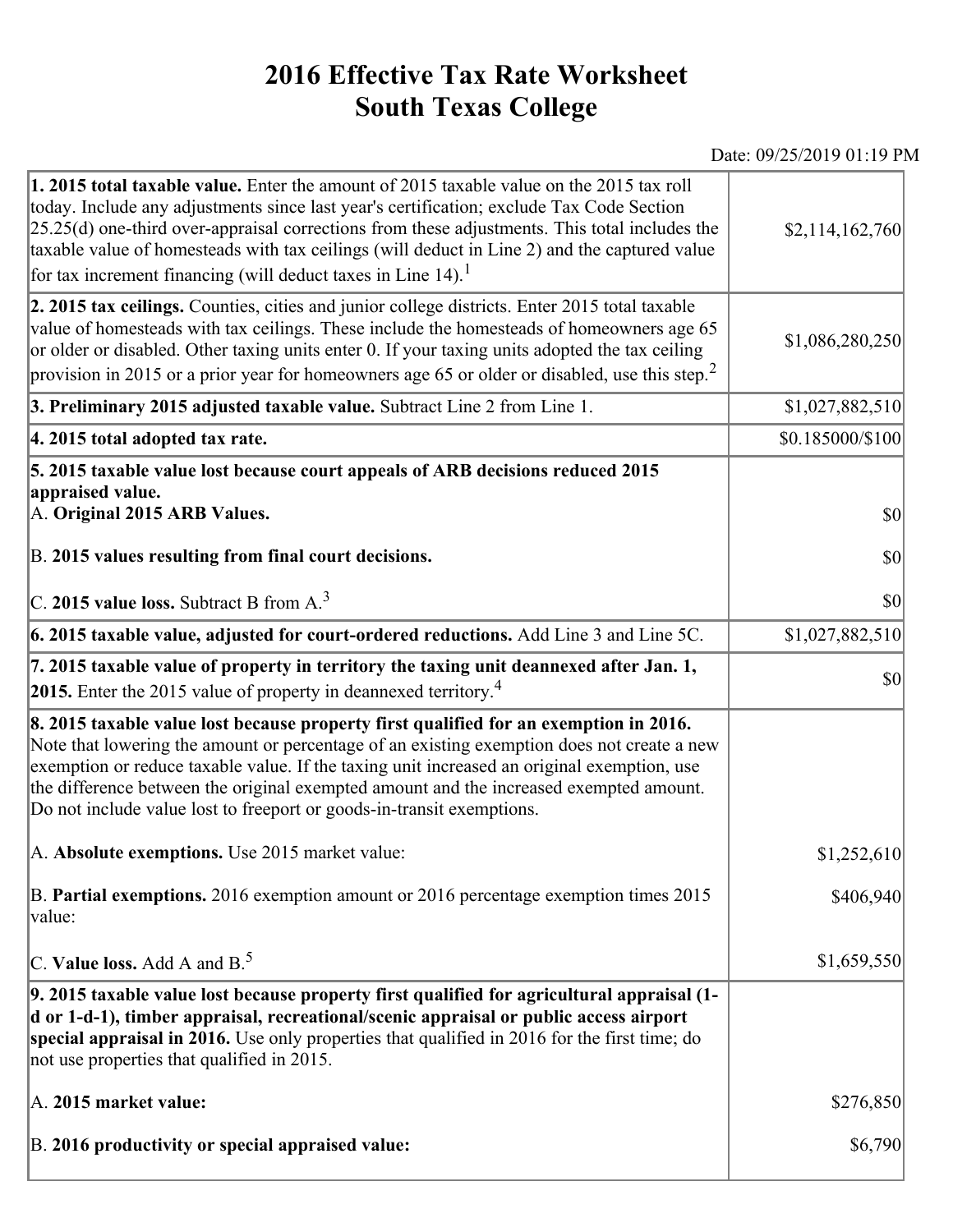# 2016 Effective Tax Rate Worksheet
# South Texas College

Date: 09/25/2019 01:19 PM

| | |
|---|---|
| **1. 2015 total taxable value.** Enter the amount of 2015 taxable value on the 2015 tax roll today. Include any adjustments since last year's certification; exclude Tax Code Section 25.25(d) one-third over-appraisal corrections from these adjustments. This total includes the taxable value of homesteads with tax ceilings (will deduct in Line 2) and the captured value for tax increment financing (will deduct taxes in Line 14).[1] | $2,114,162,760 |
| **2. 2015 tax ceilings.** Counties, cities and junior college districts. Enter 2015 total taxable value of homesteads with tax ceilings. These include the homesteads of homeowners age 65 or older or disabled. Other taxing units enter 0. If your taxing units adopted the tax ceiling provision in 2015 or a prior year for homeowners age 65 or older or disabled, use this step.[2] | $1,086,280,250 |
| **3. Preliminary 2015 adjusted taxable value.** Subtract Line 2 from Line 1. | $1,027,882,510 |
| **4. 2015 total adopted tax rate.** | $0.185000/$100 |
| **5. 2015 taxable value lost because court appeals of ARB decisions reduced 2015 appraised value.**<br>A. **Original 2015 ARB Values.**<br>B. **2015 values resulting from final court decisions.**<br>C. **2015 value loss.** Subtract B from A.[3] | <br>$0<br>$0<br>$0 |
| **6. 2015 taxable value, adjusted for court-ordered reductions.** Add Line 3 and Line 5C. | $1,027,882,510 |
| **7. 2015 taxable value of property in territory the taxing unit deannexed after Jan. 1, 2015.** Enter the 2015 value of property in deannexed territory.[4] | $0 |
| **8. 2015 taxable value lost because property first qualified for an exemption in 2016.** Note that lowering the amount or percentage of an existing exemption does not create a new exemption or reduce taxable value. If the taxing unit increased an original exemption, use the difference between the original exempted amount and the increased exempted amount. Do not include value lost to freeport or goods-in-transit exemptions.<br>A. **Absolute exemptions.** Use 2015 market value:<br>B. **Partial exemptions.** 2016 exemption amount or 2016 percentage exemption times 2015 value:<br>C. **Value loss.** Add A and B.[5] | <br>$1,252,610<br>$406,940<br>$1,659,550 |
| **9. 2015 taxable value lost because property first qualified for agricultural appraisal (1-d or 1-d-1), timber appraisal, recreational/scenic appraisal or public access airport special appraisal in 2016.** Use only properties that qualified in 2016 for the first time; do not use properties that qualified in 2015.<br>A. **2015 market value:**<br>B. **2016 productivity or special appraised value:** | <br>$276,850<br>$6,790 |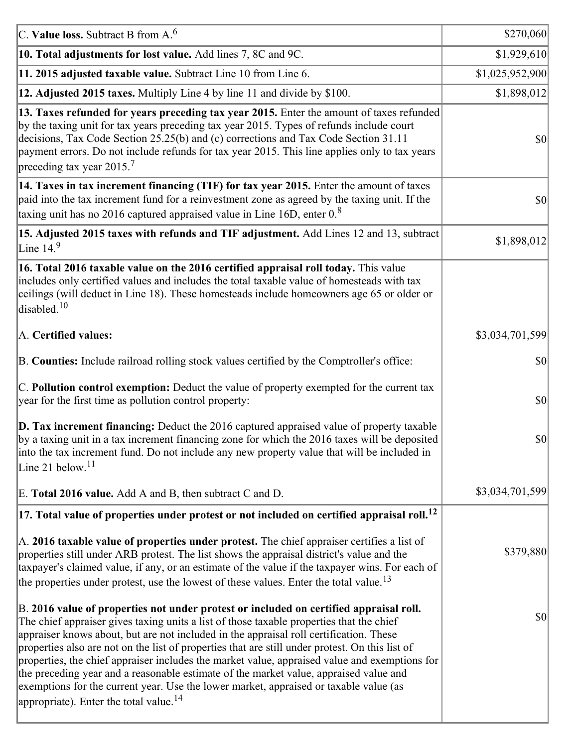| | |
|---|---|
| C. **Value loss.** Subtract B from A.[6] | $270,060 |
| **10. Total adjustments for lost value.** Add lines 7, 8C and 9C. | $1,929,610 |
| **11. 2015 adjusted taxable value.** Subtract Line 10 from Line 6. | $1,025,952,900 |
| **12. Adjusted 2015 taxes.** Multiply Line 4 by line 11 and divide by $100. | $1,898,012 |
| **13. Taxes refunded for years preceding tax year 2015.** Enter the amount of taxes refunded by the taxing unit for tax years preceding tax year 2015. Types of refunds include court decisions, Tax Code Section 25.25(b) and (c) corrections and Tax Code Section 31.11 payment errors. Do not include refunds for tax year 2015. This line applies only to tax years preceding tax year 2015.[7] | $0 |
| **14. Taxes in tax increment financing (TIF) for tax year 2015.** Enter the amount of taxes paid into the tax increment fund for a reinvestment zone as agreed by the taxing unit. If the taxing unit has no 2016 captured appraised value in Line 16D, enter 0.[8] | $0 |
| **15. Adjusted 2015 taxes with refunds and TIF adjustment.** Add Lines 12 and 13, subtract Line 14.[9] | $1,898,012 |
| **16. Total 2016 taxable value on the 2016 certified appraisal roll today.** This value includes only certified values and includes the total taxable value of homesteads with tax ceilings (will deduct in Line 18). These homesteads include homeowners age 65 or older or disabled.[10] | |
| A. **Certified values:** | $3,034,701,599 |
| B. **Counties:** Include railroad rolling stock values certified by the Comptroller's office: | $0 |
| C. **Pollution control exemption:** Deduct the value of property exempted for the current tax year for the first time as pollution control property: | $0 |
| **D. Tax increment financing:** Deduct the 2016 captured appraised value of property taxable by a taxing unit in a tax increment financing zone for which the 2016 taxes will be deposited into the tax increment fund. Do not include any new property value that will be included in Line 21 below.[11] | $0 |
| E. **Total 2016 value.** Add A and B, then subtract C and D. | $3,034,701,599 |
| **17. Total value of properties under protest or not included on certified appraisal roll.[12]** | |
| A. **2016 taxable value of properties under protest.** The chief appraiser certifies a list of properties still under ARB protest. The list shows the appraisal district's value and the taxpayer's claimed value, if any, or an estimate of the value if the taxpayer wins. For each of the properties under protest, use the lowest of these values. Enter the total value.[13] | $379,880 |
| B. **2016 value of properties not under protest or included on certified appraisal roll.** The chief appraiser gives taxing units a list of those taxable properties that the chief appraiser knows about, but are not included in the appraisal roll certification. These properties also are not on the list of properties that are still under protest. On this list of properties, the chief appraiser includes the market value, appraised value and exemptions for the preceding year and a reasonable estimate of the market value, appraised value and exemptions for the current year. Use the lower market, appraised or taxable value (as appropriate). Enter the total value.[14] | $0 |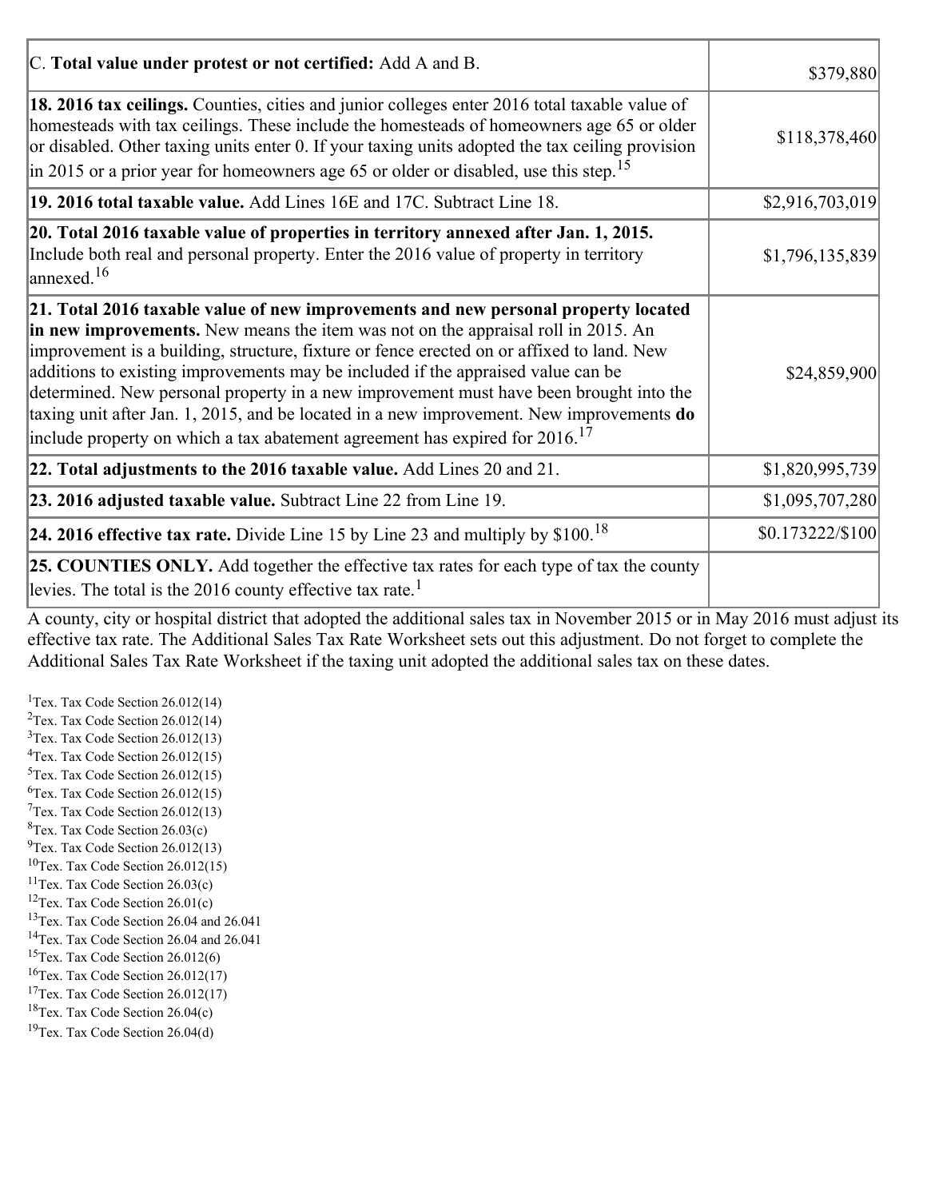| | |
|---|---|
| C. **Total value under protest or not certified:** Add A and B. | $379,880 |
| **18. 2016 tax ceilings.** Counties, cities and junior colleges enter 2016 total taxable value of homesteads with tax ceilings. These include the homesteads of homeowners age 65 or older or disabled. Other taxing units enter 0. If your taxing units adopted the tax ceiling provision in 2015 or a prior year for homeowners age 65 or older or disabled, use this step.[15] | $118,378,460 |
| **19. 2016 total taxable value.** Add Lines 16E and 17C. Subtract Line 18. | $2,916,703,019 |
| **20. Total 2016 taxable value of properties in territory annexed after Jan. 1, 2015.** Include both real and personal property. Enter the 2016 value of property in territory annexed.[16] | $1,796,135,839 |
| **21. Total 2016 taxable value of new improvements and new personal property located in new improvements.** New means the item was not on the appraisal roll in 2015. An improvement is a building, structure, fixture or fence erected on or affixed to land. New additions to existing improvements may be included if the appraised value can be determined. New personal property in a new improvement must have been brought into the taxing unit after Jan. 1, 2015, and be located in a new improvement. New improvements **do** include property on which a tax abatement agreement has expired for 2016.[17] | $24,859,900 |
| **22. Total adjustments to the 2016 taxable value.** Add Lines 20 and 21. | $1,820,995,739 |
| **23. 2016 adjusted taxable value.** Subtract Line 22 from Line 19. | $1,095,707,280 |
| **24. 2016 effective tax rate.** Divide Line 15 by Line 23 and multiply by $100.[18] | $0.173222/$100 |
| **25. COUNTIES ONLY.** Add together the effective tax rates for each type of tax the county levies. The total is the 2016 county effective tax rate.[1] | |

A county, city or hospital district that adopted the additional sales tax in November 2015 or in May 2016 must adjust its effective tax rate. The Additional Sales Tax Rate Worksheet sets out this adjustment. Do not forget to complete the Additional Sales Tax Rate Worksheet if the taxing unit adopted the additional sales tax on these dates.

[1]Tex. Tax Code Section 26.012(14)
[2]Tex. Tax Code Section 26.012(14)
[3]Tex. Tax Code Section 26.012(13)
[4]Tex. Tax Code Section 26.012(15)
[5]Tex. Tax Code Section 26.012(15)
[6]Tex. Tax Code Section 26.012(15)
[7]Tex. Tax Code Section 26.012(13)
[8]Tex. Tax Code Section 26.03(c)
[9]Tex. Tax Code Section 26.012(13)
[10]Tex. Tax Code Section 26.012(15)
[11]Tex. Tax Code Section 26.03(c)
[12]Tex. Tax Code Section 26.01(c)
[13]Tex. Tax Code Section 26.04 and 26.041
[14]Tex. Tax Code Section 26.04 and 26.041
[15]Tex. Tax Code Section 26.012(6)
[16]Tex. Tax Code Section 26.012(17)
[17]Tex. Tax Code Section 26.012(17)
[18]Tex. Tax Code Section 26.04(c)
[19]Tex. Tax Code Section 26.04(d)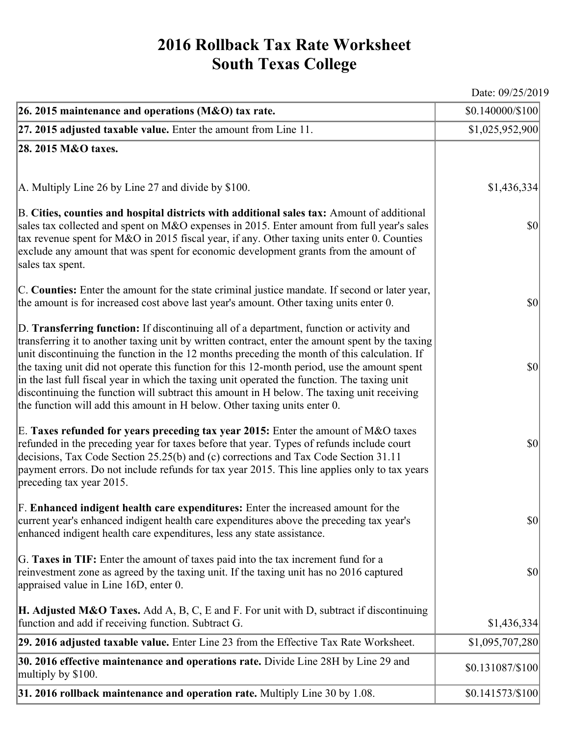# 2016 Rollback Tax Rate Worksheet
## South Texas College

Date: 09/25/2019

| | |
|---|---|
| **26. 2015 maintenance and operations (M&O) tax rate.** | $0.140000/$100 |
| **27. 2015 adjusted taxable value.** Enter the amount from Line 11. | $1,025,952,900 |
| **28. 2015 M&O taxes.** | |
| A. Multiply Line 26 by Line 27 and divide by $100. | $1,436,334 |
| B. **Cities, counties and hospital districts with additional sales tax:** Amount of additional sales tax collected and spent on M&O expenses in 2015. Enter amount from full year's sales tax revenue spent for M&O in 2015 fiscal year, if any. Other taxing units enter 0. Counties exclude any amount that was spent for economic development grants from the amount of sales tax spent. | $0 |
| C. **Counties:** Enter the amount for the state criminal justice mandate. If second or later year, the amount is for increased cost above last year's amount. Other taxing units enter 0. | $0 |
| D. **Transferring function:** If discontinuing all of a department, function or activity and transferring it to another taxing unit by written contract, enter the amount spent by the taxing unit discontinuing the function in the 12 months preceding the month of this calculation. If the taxing unit did not operate this function for this 12-month period, use the amount spent in the last full fiscal year in which the taxing unit operated the function. The taxing unit discontinuing the function will subtract this amount in H below. The taxing unit receiving the function will add this amount in H below. Other taxing units enter 0. | $0 |
| E. **Taxes refunded for years preceding tax year 2015:** Enter the amount of M&O taxes refunded in the preceding year for taxes before that year. Types of refunds include court decisions, Tax Code Section 25.25(b) and (c) corrections and Tax Code Section 31.11 payment errors. Do not include refunds for tax year 2015. This line applies only to tax years preceding tax year 2015. | $0 |
| F. **Enhanced indigent health care expenditures:** Enter the increased amount for the current year's enhanced indigent health care expenditures above the preceding tax year's enhanced indigent health care expenditures, less any state assistance. | $0 |
| G. **Taxes in TIF:** Enter the amount of taxes paid into the tax increment fund for a reinvestment zone as agreed by the taxing unit. If the taxing unit has no 2016 captured appraised value in Line 16D, enter 0. | $0 |
| **H. Adjusted M&O Taxes.** Add A, B, C, E and F. For unit with D, subtract if discontinuing function and add if receiving function. Subtract G. | $1,436,334 |
| **29. 2016 adjusted taxable value.** Enter Line 23 from the Effective Tax Rate Worksheet. | $1,095,707,280 |
| **30. 2016 effective maintenance and operations rate.** Divide Line 28H by Line 29 and multiply by $100. | $0.131087/$100 |
| **31. 2016 rollback maintenance and operation rate.** Multiply Line 30 by 1.08. | $0.141573/$100 |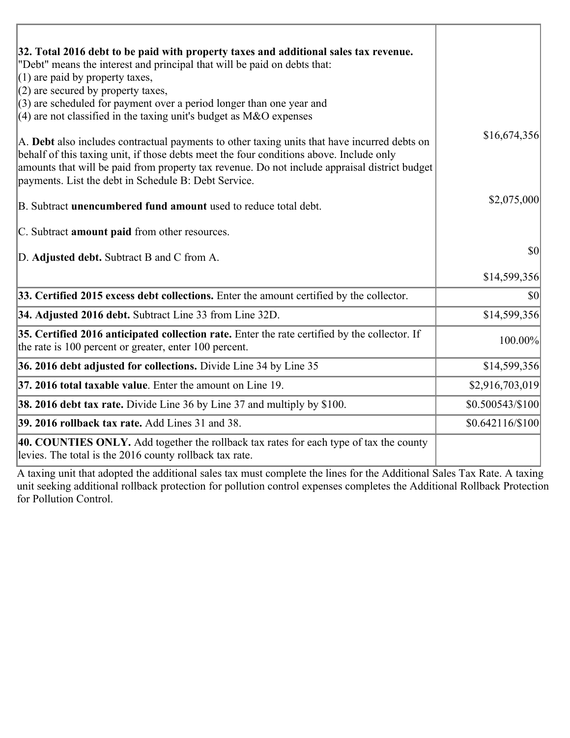| | |
|---|---|
| **32. Total 2016 debt to be paid with property taxes and additional sales tax revenue.**<br>"Debt" means the interest and principal that will be paid on debts that:<br>(1) are paid by property taxes,<br>(2) are secured by property taxes,<br>(3) are scheduled for payment over a period longer than one year and<br>(4) are not classified in the taxing unit's budget as M&O expenses<br><br>A. **Debt** also includes contractual payments to other taxing units that have incurred debts on behalf of this taxing unit, if those debts meet the four conditions above. Include only amounts that will be paid from property tax revenue. Do not include appraisal district budget payments. List the debt in Schedule B: Debt Service.<br><br>B. Subtract **unencumbered fund amount** used to reduce total debt.<br><br>C. Subtract **amount paid** from other resources.<br><br>D. **Adjusted debt.** Subtract B and C from A. | $16,674,356<br><br>$2,075,000<br><br>$0<br><br>$14,599,356 |
| **33. Certified 2015 excess debt collections.** Enter the amount certified by the collector. | $0 |
| **34. Adjusted 2016 debt.** Subtract Line 33 from Line 32D. | $14,599,356 |
| **35. Certified 2016 anticipated collection rate.** Enter the rate certified by the collector. If the rate is 100 percent or greater, enter 100 percent. | 100.00% |
| **36. 2016 debt adjusted for collections.** Divide Line 34 by Line 35 | $14,599,356 |
| **37. 2016 total taxable value**. Enter the amount on Line 19. | $2,916,703,019 |
| **38. 2016 debt tax rate.** Divide Line 36 by Line 37 and multiply by $100. | $0.500543/$100 |
| **39. 2016 rollback tax rate.** Add Lines 31 and 38. | $0.642116/$100 |
| **40. COUNTIES ONLY.** Add together the rollback tax rates for each type of tax the county levies. The total is the 2016 county rollback tax rate. | |

A taxing unit that adopted the additional sales tax must complete the lines for the Additional Sales Tax Rate. A taxing unit seeking additional rollback protection for pollution control expenses completes the Additional Rollback Protection for Pollution Control.